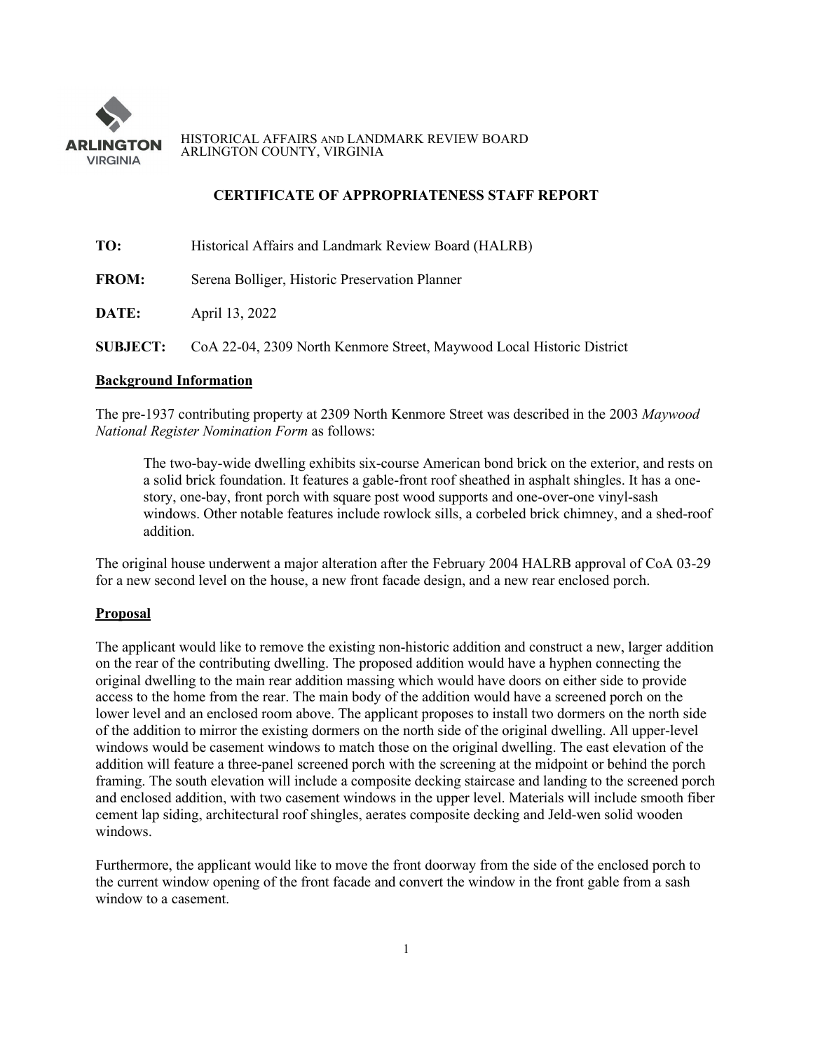HISTORICAL AFFAIRS AND LANDMARK REVIEW BOARD
ARLINGTON COUNTY, VIRGINIA

## CERTIFICATE OF APPROPRIATENESS STAFF REPORT

**TO:** Historical Affairs and Landmark Review Board (HALRB)

**FROM:** Serena Bolliger, Historic Preservation Planner

**DATE:** April 13, 2022

**SUBJECT:** CoA 22-04, 2309 North Kenmore Street, Maywood Local Historic District

### Background Information

The pre-1937 contributing property at 2309 North Kenmore Street was described in the 2003 *Maywood National Register Nomination Form* as follows:

> The two-bay-wide dwelling exhibits six-course American bond brick on the exterior, and rests on a solid brick foundation. It features a gable-front roof sheathed in asphalt shingles. It has a one-story, one-bay, front porch with square post wood supports and one-over-one vinyl-sash windows. Other notable features include rowlock sills, a corbeled brick chimney, and a shed-roof addition.

The original house underwent a major alteration after the February 2004 HALRB approval of CoA 03-29 for a new second level on the house, a new front facade design, and a new rear enclosed porch.

### Proposal

The applicant would like to remove the existing non-historic addition and construct a new, larger addition on the rear of the contributing dwelling. The proposed addition would have a hyphen connecting the original dwelling to the main rear addition massing which would have doors on either side to provide access to the home from the rear. The main body of the addition would have a screened porch on the lower level and an enclosed room above. The applicant proposes to install two dormers on the north side of the addition to mirror the existing dormers on the north side of the original dwelling. All upper-level windows would be casement windows to match those on the original dwelling. The east elevation of the addition will feature a three-panel screened porch with the screening at the midpoint or behind the porch framing. The south elevation will include a composite decking staircase and landing to the screened porch and enclosed addition, with two casement windows in the upper level. Materials will include smooth fiber cement lap siding, architectural roof shingles, aerates composite decking and Jeld-wen solid wooden windows.

Furthermore, the applicant would like to move the front doorway from the side of the enclosed porch to the current window opening of the front facade and convert the window in the front gable from a sash window to a casement.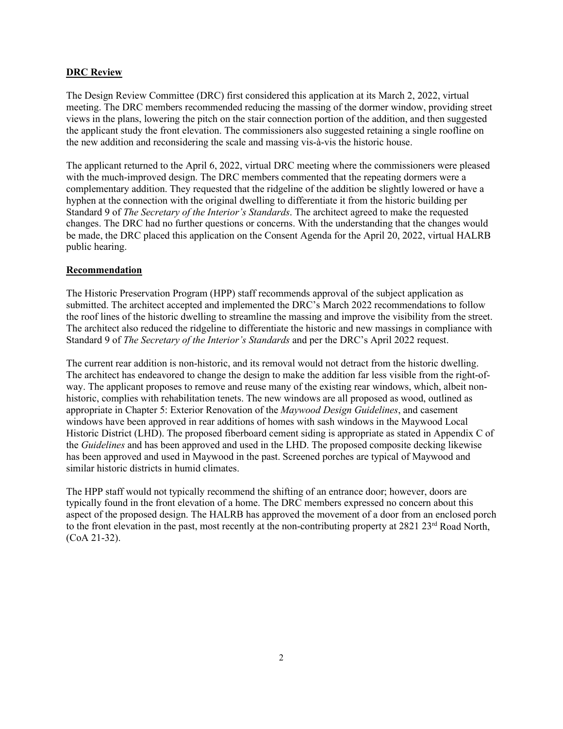## **DRC Review**

The Design Review Committee (DRC) first considered this application at its March 2, 2022, virtual meeting. The DRC members recommended reducing the massing of the dormer window, providing street views in the plans, lowering the pitch on the stair connection portion of the addition, and then suggested the applicant study the front elevation. The commissioners also suggested retaining a single roofline on the new addition and reconsidering the scale and massing vis-à-vis the historic house.

The applicant returned to the April 6, 2022, virtual DRC meeting where the commissioners were pleased with the much-improved design. The DRC members commented that the repeating dormers were a complementary addition. They requested that the ridgeline of the addition be slightly lowered or have a hyphen at the connection with the original dwelling to differentiate it from the historic building per Standard 9 of *The Secretary of the Interior's Standards*. The architect agreed to make the requested changes. The DRC had no further questions or concerns. With the understanding that the changes would be made, the DRC placed this application on the Consent Agenda for the April 20, 2022, virtual HALRB public hearing.

## **Recommendation**

The Historic Preservation Program (HPP) staff recommends approval of the subject application as submitted. The architect accepted and implemented the DRC's March 2022 recommendations to follow the roof lines of the historic dwelling to streamline the massing and improve the visibility from the street. The architect also reduced the ridgeline to differentiate the historic and new massings in compliance with Standard 9 of *The Secretary of the Interior's Standards* and per the DRC's April 2022 request.

The current rear addition is non-historic, and its removal would not detract from the historic dwelling. The architect has endeavored to change the design to make the addition far less visible from the right-of-way. The applicant proposes to remove and reuse many of the existing rear windows, which, albeit non-historic, complies with rehabilitation tenets. The new windows are all proposed as wood, outlined as appropriate in Chapter 5: Exterior Renovation of the *Maywood Design Guidelines*, and casement windows have been approved in rear additions of homes with sash windows in the Maywood Local Historic District (LHD). The proposed fiberboard cement siding is appropriate as stated in Appendix C of the *Guidelines* and has been approved and used in the LHD. The proposed composite decking likewise has been approved and used in Maywood in the past. Screened porches are typical of Maywood and similar historic districts in humid climates.

The HPP staff would not typically recommend the shifting of an entrance door; however, doors are typically found in the front elevation of a home. The DRC members expressed no concern about this aspect of the proposed design. The HALRB has approved the movement of a door from an enclosed porch to the front elevation in the past, most recently at the non-contributing property at 2821 23rd Road North, (CoA 21-32).